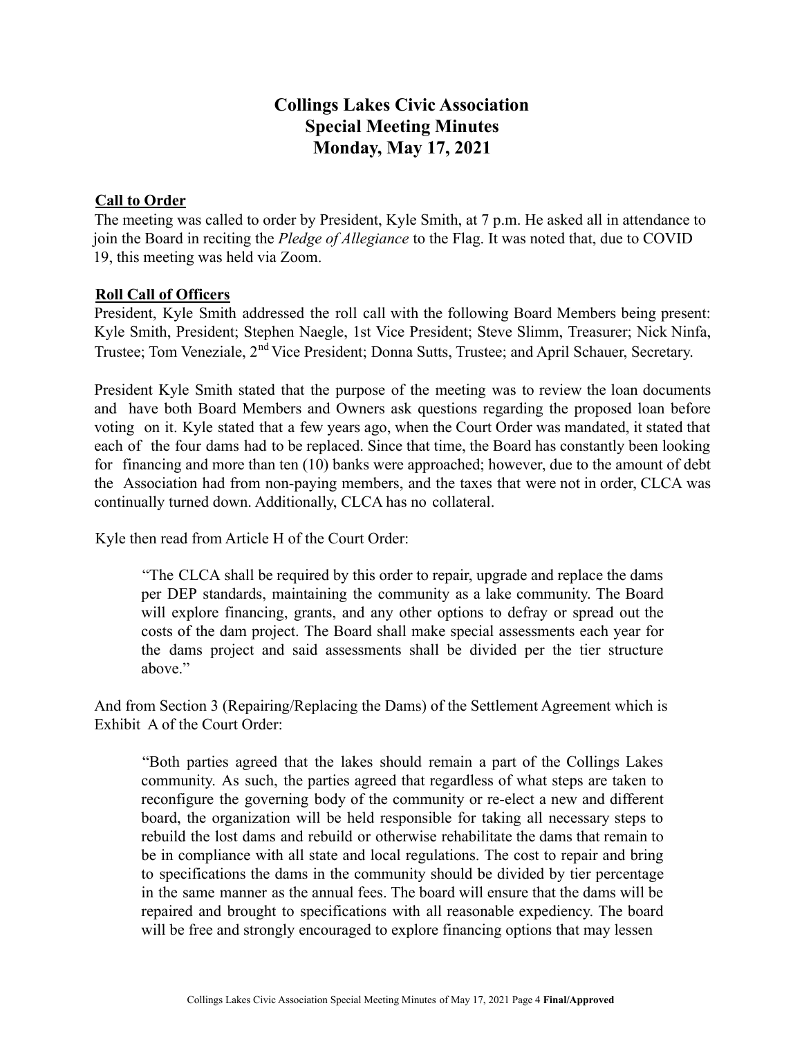# Collings Lakes Civic Association
# Special Meeting Minutes
# Monday, May 17, 2021

## Call to Order

The meeting was called to order by President, Kyle Smith, at 7 p.m. He asked all in attendance to join the Board in reciting the *Pledge of Allegiance* to the Flag. It was noted that, due to COVID 19, this meeting was held via Zoom.

## Roll Call of Officers

President, Kyle Smith addressed the roll call with the following Board Members being present: Kyle Smith, President; Stephen Naegle, 1st Vice President; Steve Slimm, Treasurer; Nick Ninfa, Trustee; Tom Veneziale, 2nd Vice President; Donna Sutts, Trustee; and April Schauer, Secretary.

President Kyle Smith stated that the purpose of the meeting was to review the loan documents and have both Board Members and Owners ask questions regarding the proposed loan before voting on it. Kyle stated that a few years ago, when the Court Order was mandated, it stated that each of the four dams had to be replaced. Since that time, the Board has constantly been looking for financing and more than ten (10) banks were approached; however, due to the amount of debt the Association had from non-paying members, and the taxes that were not in order, CLCA was continually turned down. Additionally, CLCA has no collateral.

Kyle then read from Article H of the Court Order:

> "The CLCA shall be required by this order to repair, upgrade and replace the dams per DEP standards, maintaining the community as a lake community. The Board will explore financing, grants, and any other options to defray or spread out the costs of the dam project. The Board shall make special assessments each year for the dams project and said assessments shall be divided per the tier structure above."

And from Section 3 (Repairing/Replacing the Dams) of the Settlement Agreement which is Exhibit A of the Court Order:

> "Both parties agreed that the lakes should remain a part of the Collings Lakes community. As such, the parties agreed that regardless of what steps are taken to reconfigure the governing body of the community or re-elect a new and different board, the organization will be held responsible for taking all necessary steps to rebuild the lost dams and rebuild or otherwise rehabilitate the dams that remain to be in compliance with all state and local regulations. The cost to repair and bring to specifications the dams in the community should be divided by tier percentage in the same manner as the annual fees. The board will ensure that the dams will be repaired and brought to specifications with all reasonable expediency. The board will be free and strongly encouraged to explore financing options that may lessen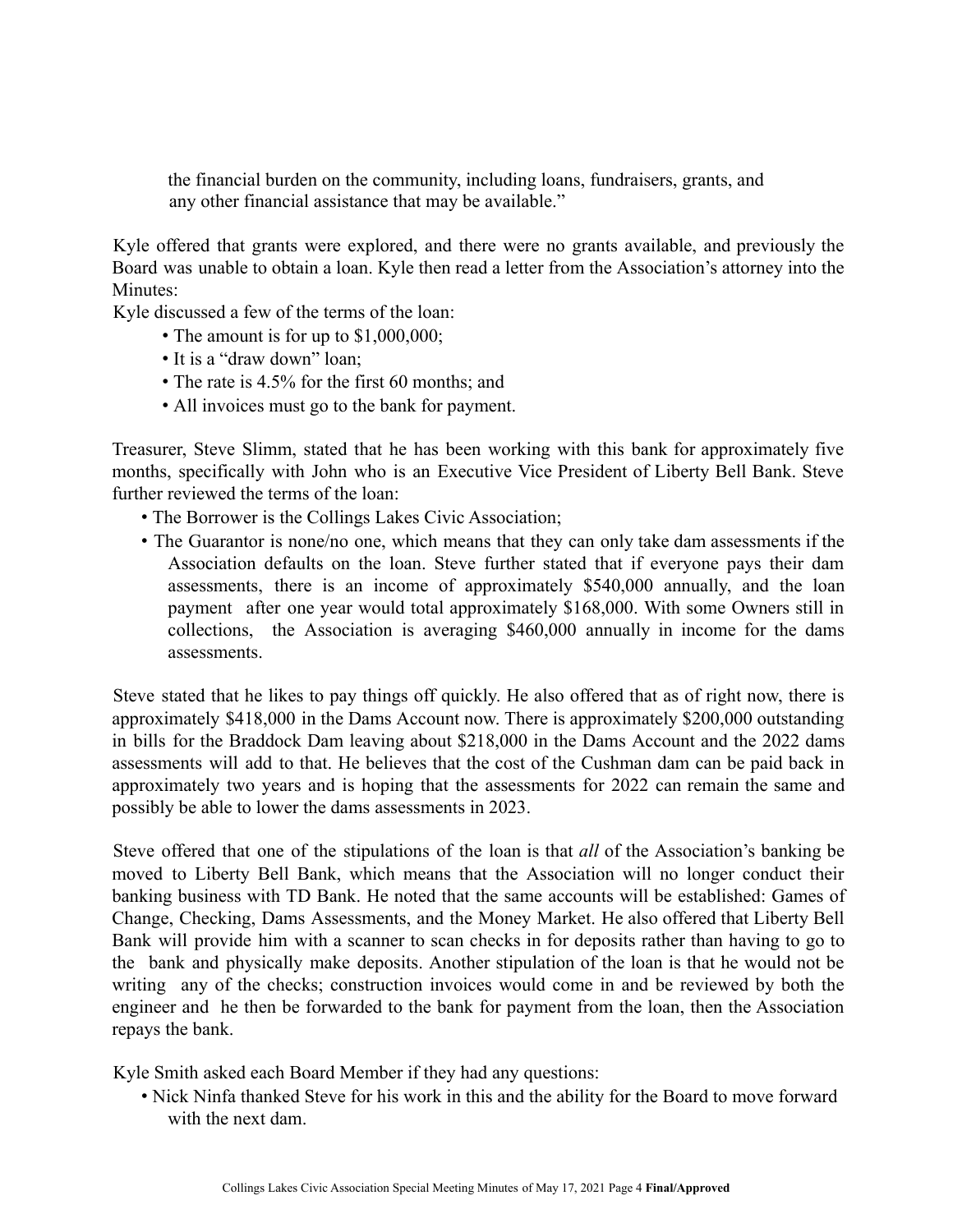the financial burden on the community, including loans, fundraisers, grants, and any other financial assistance that may be available."

Kyle offered that grants were explored, and there were no grants available, and previously the Board was unable to obtain a loan. Kyle then read a letter from the Association's attorney into the Minutes:

Kyle discussed a few of the terms of the loan:

- The amount is for up to $1,000,000;
- It is a "draw down" loan;
- The rate is 4.5% for the first 60 months; and
- All invoices must go to the bank for payment.

Treasurer, Steve Slimm, stated that he has been working with this bank for approximately five months, specifically with John who is an Executive Vice President of Liberty Bell Bank. Steve further reviewed the terms of the loan:

- The Borrower is the Collings Lakes Civic Association;
- The Guarantor is none/no one, which means that they can only take dam assessments if the Association defaults on the loan. Steve further stated that if everyone pays their dam assessments, there is an income of approximately $540,000 annually, and the loan payment after one year would total approximately $168,000. With some Owners still in collections, the Association is averaging $460,000 annually in income for the dams assessments.

Steve stated that he likes to pay things off quickly. He also offered that as of right now, there is approximately $418,000 in the Dams Account now. There is approximately $200,000 outstanding in bills for the Braddock Dam leaving about $218,000 in the Dams Account and the 2022 dams assessments will add to that. He believes that the cost of the Cushman dam can be paid back in approximately two years and is hoping that the assessments for 2022 can remain the same and possibly be able to lower the dams assessments in 2023.

Steve offered that one of the stipulations of the loan is that *all* of the Association's banking be moved to Liberty Bell Bank, which means that the Association will no longer conduct their banking business with TD Bank. He noted that the same accounts will be established: Games of Change, Checking, Dams Assessments, and the Money Market. He also offered that Liberty Bell Bank will provide him with a scanner to scan checks in for deposits rather than having to go to the bank and physically make deposits. Another stipulation of the loan is that he would not be writing any of the checks; construction invoices would come in and be reviewed by both the engineer and he then be forwarded to the bank for payment from the loan, then the Association repays the bank.

Kyle Smith asked each Board Member if they had any questions:

- Nick Ninfa thanked Steve for his work in this and the ability for the Board to move forward with the next dam.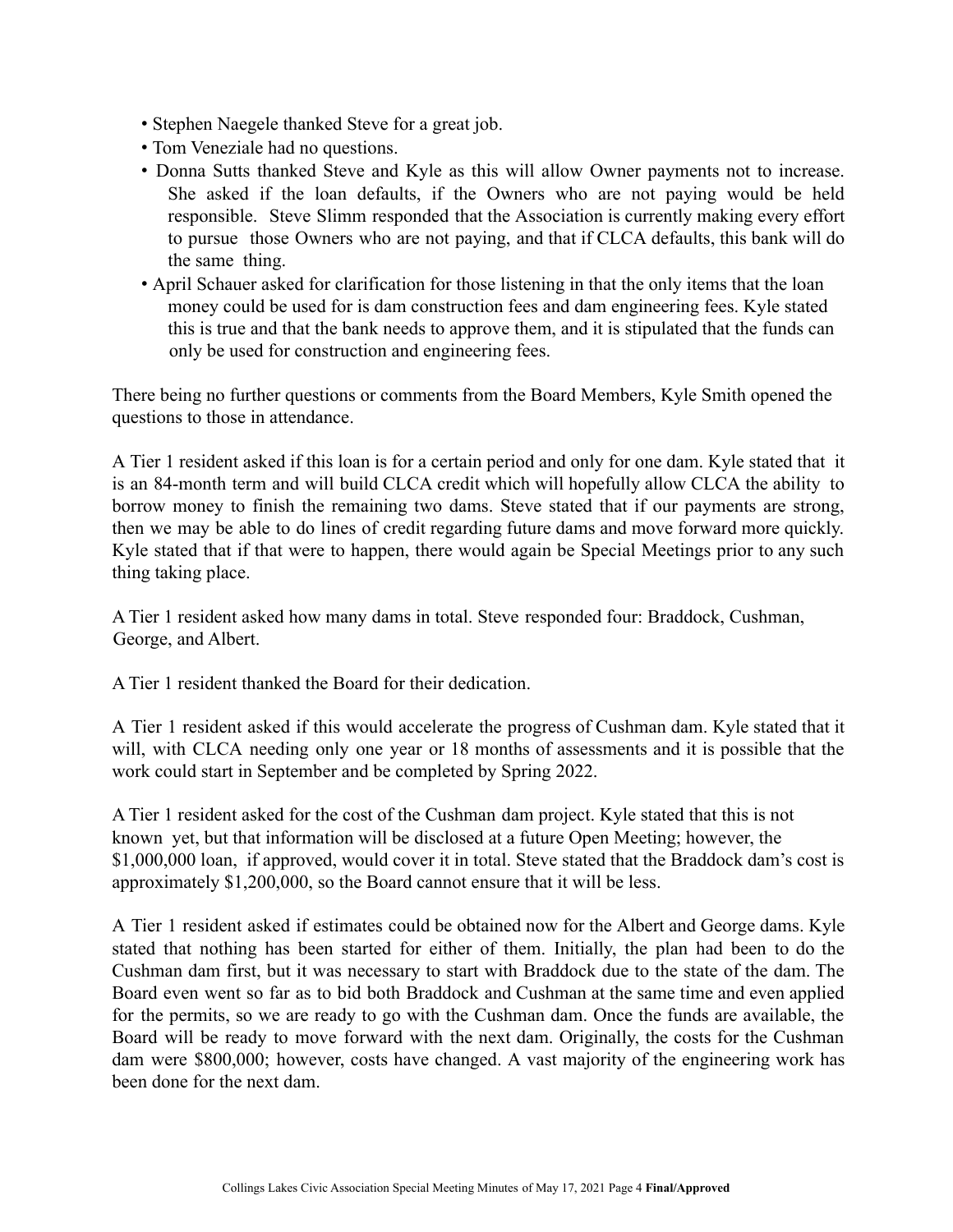- Stephen Naegele thanked Steve for a great job.
- Tom Veneziale had no questions.
- Donna Sutts thanked Steve and Kyle as this will allow Owner payments not to increase. She asked if the loan defaults, if the Owners who are not paying would be held responsible. Steve Slimm responded that the Association is currently making every effort to pursue those Owners who are not paying, and that if CLCA defaults, this bank will do the same thing.
- April Schauer asked for clarification for those listening in that the only items that the loan money could be used for is dam construction fees and dam engineering fees. Kyle stated this is true and that the bank needs to approve them, and it is stipulated that the funds can only be used for construction and engineering fees.

There being no further questions or comments from the Board Members, Kyle Smith opened the questions to those in attendance.

A Tier 1 resident asked if this loan is for a certain period and only for one dam. Kyle stated that it is an 84-month term and will build CLCA credit which will hopefully allow CLCA the ability to borrow money to finish the remaining two dams. Steve stated that if our payments are strong, then we may be able to do lines of credit regarding future dams and move forward more quickly. Kyle stated that if that were to happen, there would again be Special Meetings prior to any such thing taking place.

A Tier 1 resident asked how many dams in total. Steve responded four: Braddock, Cushman, George, and Albert.

A Tier 1 resident thanked the Board for their dedication.

A Tier 1 resident asked if this would accelerate the progress of Cushman dam. Kyle stated that it will, with CLCA needing only one year or 18 months of assessments and it is possible that the work could start in September and be completed by Spring 2022.

A Tier 1 resident asked for the cost of the Cushman dam project. Kyle stated that this is not known yet, but that information will be disclosed at a future Open Meeting; however, the $1,000,000 loan, if approved, would cover it in total. Steve stated that the Braddock dam's cost is approximately $1,200,000, so the Board cannot ensure that it will be less.

A Tier 1 resident asked if estimates could be obtained now for the Albert and George dams. Kyle stated that nothing has been started for either of them. Initially, the plan had been to do the Cushman dam first, but it was necessary to start with Braddock due to the state of the dam. The Board even went so far as to bid both Braddock and Cushman at the same time and even applied for the permits, so we are ready to go with the Cushman dam. Once the funds are available, the Board will be ready to move forward with the next dam. Originally, the costs for the Cushman dam were $800,000; however, costs have changed. A vast majority of the engineering work has been done for the next dam.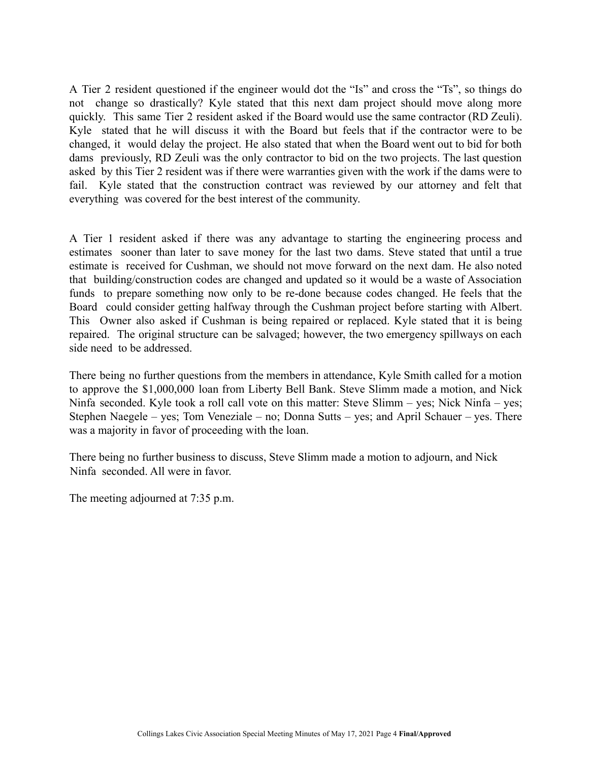A Tier 2 resident questioned if the engineer would dot the "Is" and cross the "Ts", so things do not change so drastically? Kyle stated that this next dam project should move along more quickly. This same Tier 2 resident asked if the Board would use the same contractor (RD Zeuli). Kyle stated that he will discuss it with the Board but feels that if the contractor were to be changed, it would delay the project. He also stated that when the Board went out to bid for both dams previously, RD Zeuli was the only contractor to bid on the two projects. The last question asked by this Tier 2 resident was if there were warranties given with the work if the dams were to fail. Kyle stated that the construction contract was reviewed by our attorney and felt that everything was covered for the best interest of the community.

A Tier 1 resident asked if there was any advantage to starting the engineering process and estimates sooner than later to save money for the last two dams. Steve stated that until a true estimate is received for Cushman, we should not move forward on the next dam. He also noted that building/construction codes are changed and updated so it would be a waste of Association funds to prepare something now only to be re-done because codes changed. He feels that the Board could consider getting halfway through the Cushman project before starting with Albert. This Owner also asked if Cushman is being repaired or replaced. Kyle stated that it is being repaired. The original structure can be salvaged; however, the two emergency spillways on each side need to be addressed.

There being no further questions from the members in attendance, Kyle Smith called for a motion to approve the $1,000,000 loan from Liberty Bell Bank. Steve Slimm made a motion, and Nick Ninfa seconded. Kyle took a roll call vote on this matter: Steve Slimm – yes; Nick Ninfa – yes; Stephen Naegele – yes; Tom Veneziale – no; Donna Sutts – yes; and April Schauer – yes. There was a majority in favor of proceeding with the loan.

There being no further business to discuss, Steve Slimm made a motion to adjourn, and Nick Ninfa seconded. All were in favor.

The meeting adjourned at 7:35 p.m.